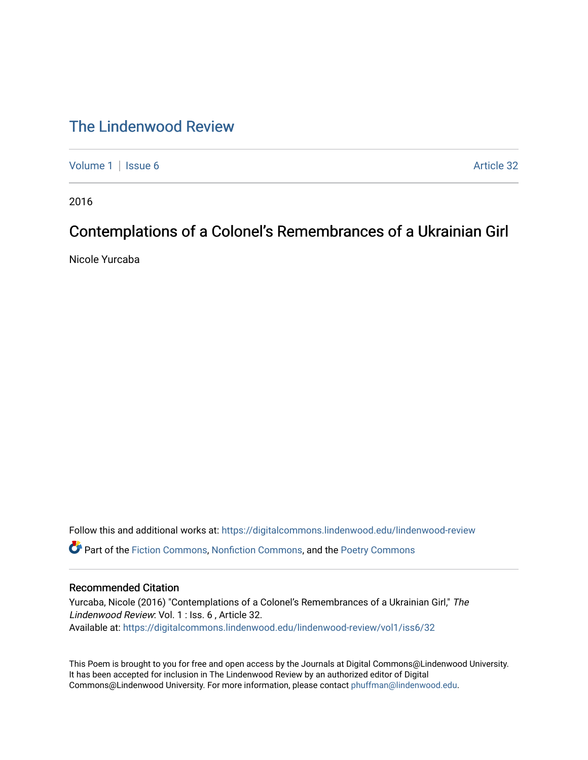# The Lindenwood Review

Volume 1 | Issue 6 Article 32

2016

## Contemplations of a Colonel's Remembrances of a Ukrainian Girl

Nicole Yurcaba

Follow this and additional works at: https://digitalcommons.lindenwood.edu/lindenwood-review

Part of the Fiction Commons, Nonfiction Commons, and the Poetry Commons

### Recommended Citation

Yurcaba, Nicole (2016) "Contemplations of a Colonel's Remembrances of a Ukrainian Girl," *The Lindenwood Review*: Vol. 1 : Iss. 6 , Article 32.
Available at: https://digitalcommons.lindenwood.edu/lindenwood-review/vol1/iss6/32

This Poem is brought to you for free and open access by the Journals at Digital Commons@Lindenwood University. It has been accepted for inclusion in The Lindenwood Review by an authorized editor of Digital Commons@Lindenwood University. For more information, please contact phuffman@lindenwood.edu.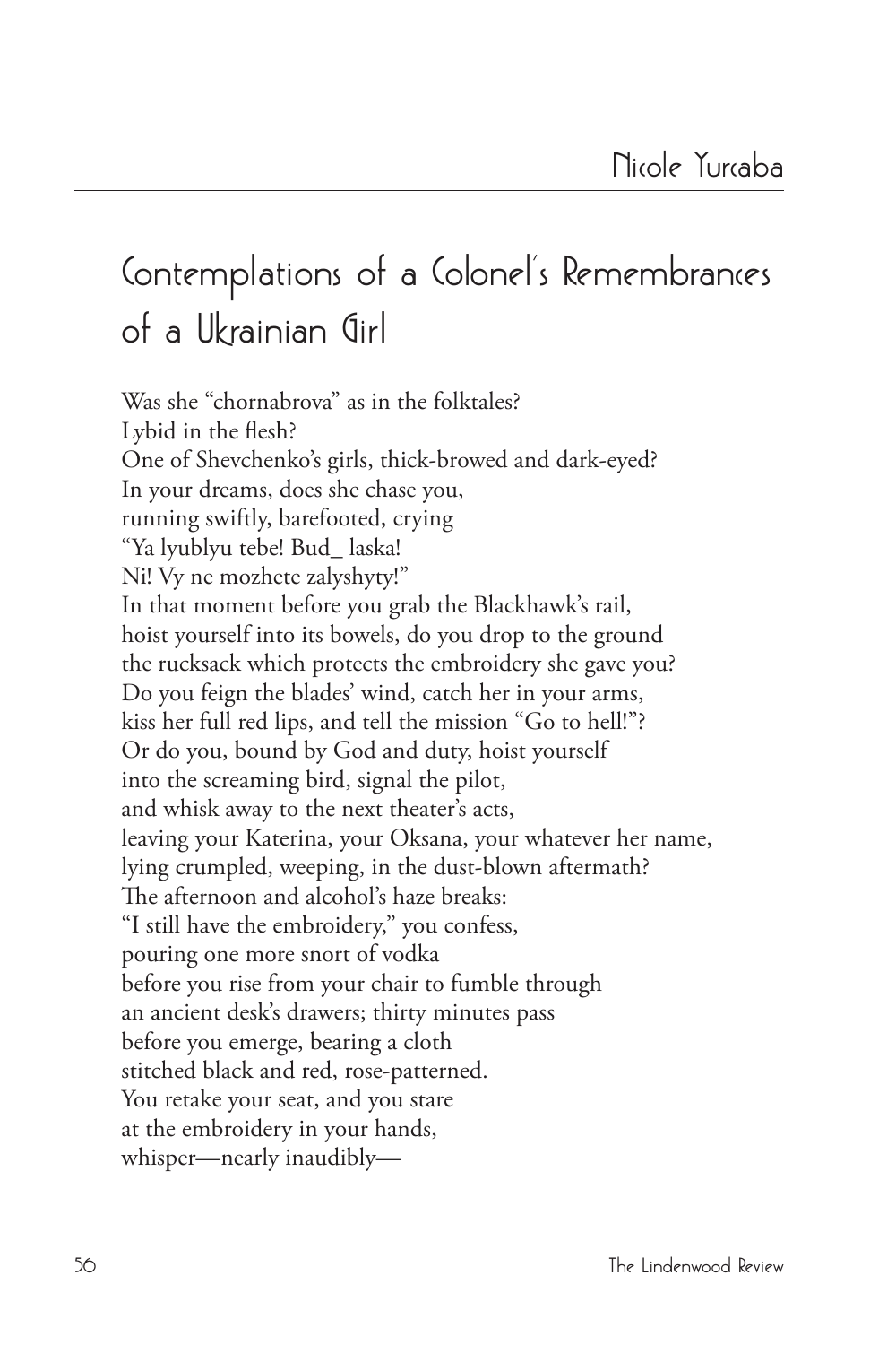# Contemplations of a Colonel's Remembrances of a Ukrainian Girl

Nicole Yurcaba

Was she "chornabrova" as in the folktales?  
Lybid in the flesh?  
One of Shevchenko's girls, thick-browed and dark-eyed?  
In your dreams, does she chase you,  
running swiftly, barefooted, crying  
"Ya lyublyu tebe! Bud_ laska!  
Ni! Vy ne mozhete zalyshyty!"  
In that moment before you grab the Blackhawk's rail,  
hoist yourself into its bowels, do you drop to the ground  
the rucksack which protects the embroidery she gave you?  
Do you feign the blades' wind, catch her in your arms,  
kiss her full red lips, and tell the mission "Go to hell!"?  
Or do you, bound by God and duty, hoist yourself  
into the screaming bird, signal the pilot,  
and whisk away to the next theater's acts,  
leaving your Katerina, your Oksana, your whatever her name,  
lying crumpled, weeping, in the dust-blown aftermath?  
The afternoon and alcohol's haze breaks:  
"I still have the embroidery," you confess,  
pouring one more snort of vodka  
before you rise from your chair to fumble through  
an ancient desk's drawers; thirty minutes pass  
before you emerge, bearing a cloth  
stitched black and red, rose-patterned.  
You retake your seat, and you stare  
at the embroidery in your hands,  
whisper—nearly inaudibly—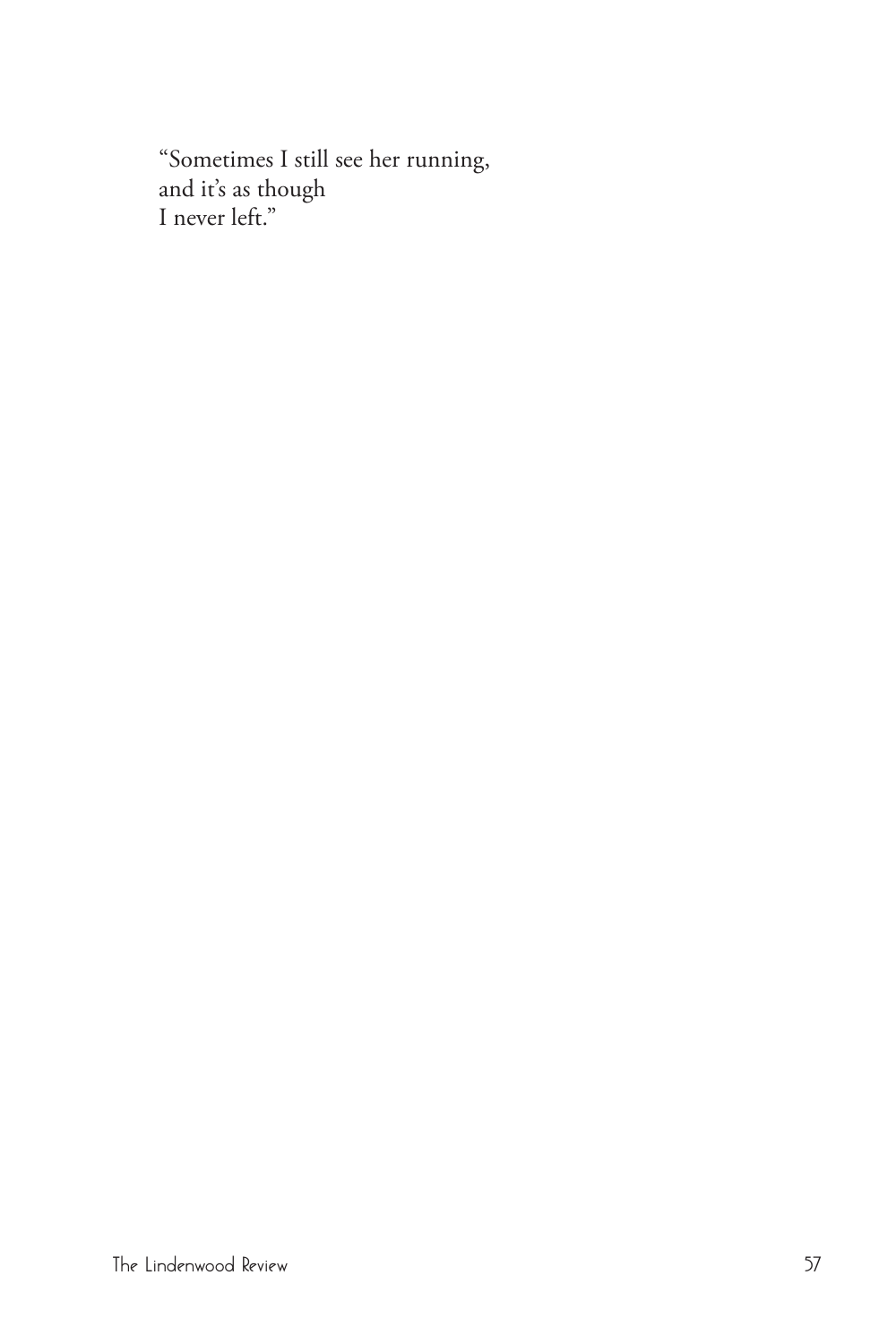"Sometimes I still see her running,  
and it's as though  
I never left."